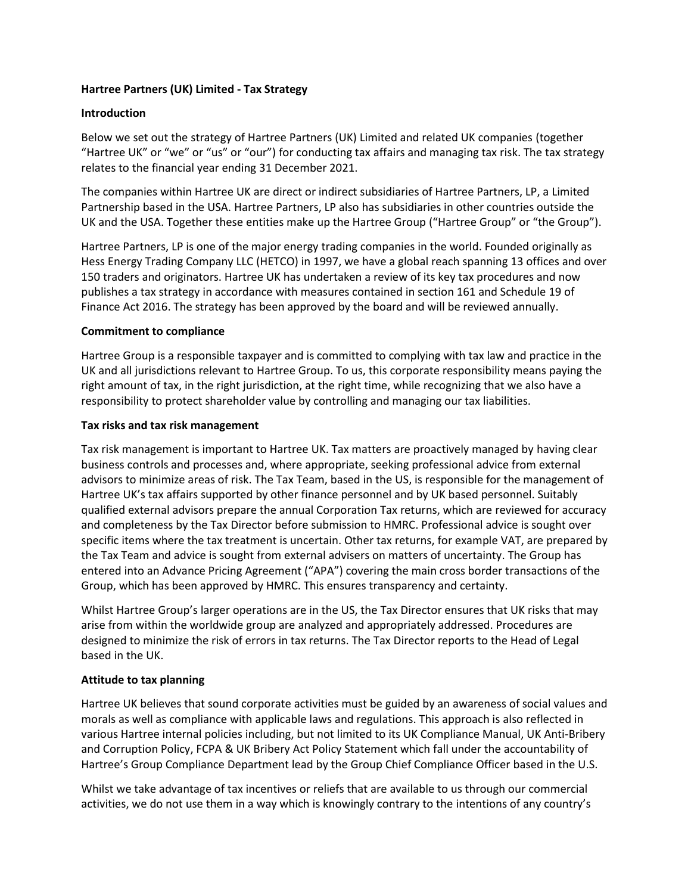**Hartree Partners (UK) Limited - Tax Strategy**

**Introduction**

Below we set out the strategy of Hartree Partners (UK) Limited and related UK companies (together "Hartree UK" or "we" or "us" or "our") for conducting tax affairs and managing tax risk. The tax strategy relates to the financial year ending 31 December 2021.

The companies within Hartree UK are direct or indirect subsidiaries of Hartree Partners, LP, a Limited Partnership based in the USA. Hartree Partners, LP also has subsidiaries in other countries outside the UK and the USA. Together these entities make up the Hartree Group ("Hartree Group" or "the Group").

Hartree Partners, LP is one of the major energy trading companies in the world. Founded originally as Hess Energy Trading Company LLC (HETCO) in 1997, we have a global reach spanning 13 offices and over 150 traders and originators. Hartree UK has undertaken a review of its key tax procedures and now publishes a tax strategy in accordance with measures contained in section 161 and Schedule 19 of Finance Act 2016. The strategy has been approved by the board and will be reviewed annually.

**Commitment to compliance**

Hartree Group is a responsible taxpayer and is committed to complying with tax law and practice in the UK and all jurisdictions relevant to Hartree Group. To us, this corporate responsibility means paying the right amount of tax, in the right jurisdiction, at the right time, while recognizing that we also have a responsibility to protect shareholder value by controlling and managing our tax liabilities.

**Tax risks and tax risk management**

Tax risk management is important to Hartree UK. Tax matters are proactively managed by having clear business controls and processes and, where appropriate, seeking professional advice from external advisors to minimize areas of risk. The Tax Team, based in the US, is responsible for the management of Hartree UK's tax affairs supported by other finance personnel and by UK based personnel. Suitably qualified external advisors prepare the annual Corporation Tax returns, which are reviewed for accuracy and completeness by the Tax Director before submission to HMRC. Professional advice is sought over specific items where the tax treatment is uncertain. Other tax returns, for example VAT, are prepared by the Tax Team and advice is sought from external advisers on matters of uncertainty. The Group has entered into an Advance Pricing Agreement ("APA") covering the main cross border transactions of the Group, which has been approved by HMRC. This ensures transparency and certainty.

Whilst Hartree Group's larger operations are in the US, the Tax Director ensures that UK risks that may arise from within the worldwide group are analyzed and appropriately addressed. Procedures are designed to minimize the risk of errors in tax returns. The Tax Director reports to the Head of Legal based in the UK.

**Attitude to tax planning**

Hartree UK believes that sound corporate activities must be guided by an awareness of social values and morals as well as compliance with applicable laws and regulations. This approach is also reflected in various Hartree internal policies including, but not limited to its UK Compliance Manual, UK Anti-Bribery and Corruption Policy, FCPA & UK Bribery Act Policy Statement which fall under the accountability of Hartree's Group Compliance Department lead by the Group Chief Compliance Officer based in the U.S.

Whilst we take advantage of tax incentives or reliefs that are available to us through our commercial activities, we do not use them in a way which is knowingly contrary to the intentions of any country's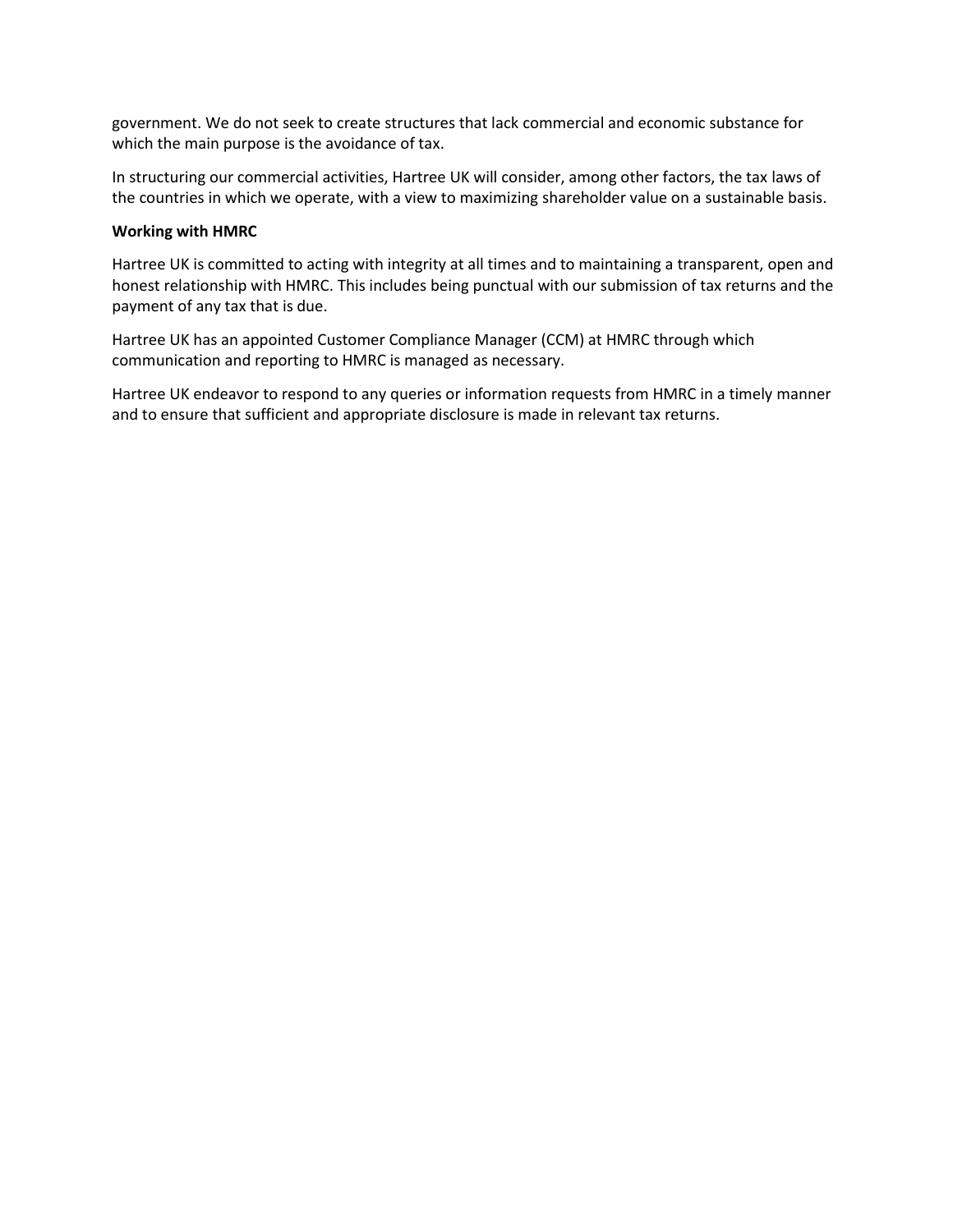government. We do not seek to create structures that lack commercial and economic substance for which the main purpose is the avoidance of tax.

In structuring our commercial activities, Hartree UK will consider, among other factors, the tax laws of the countries in which we operate, with a view to maximizing shareholder value on a sustainable basis.

**Working with HMRC**

Hartree UK is committed to acting with integrity at all times and to maintaining a transparent, open and honest relationship with HMRC. This includes being punctual with our submission of tax returns and the payment of any tax that is due.

Hartree UK has an appointed Customer Compliance Manager (CCM) at HMRC through which communication and reporting to HMRC is managed as necessary.

Hartree UK endeavor to respond to any queries or information requests from HMRC in a timely manner and to ensure that sufficient and appropriate disclosure is made in relevant tax returns.